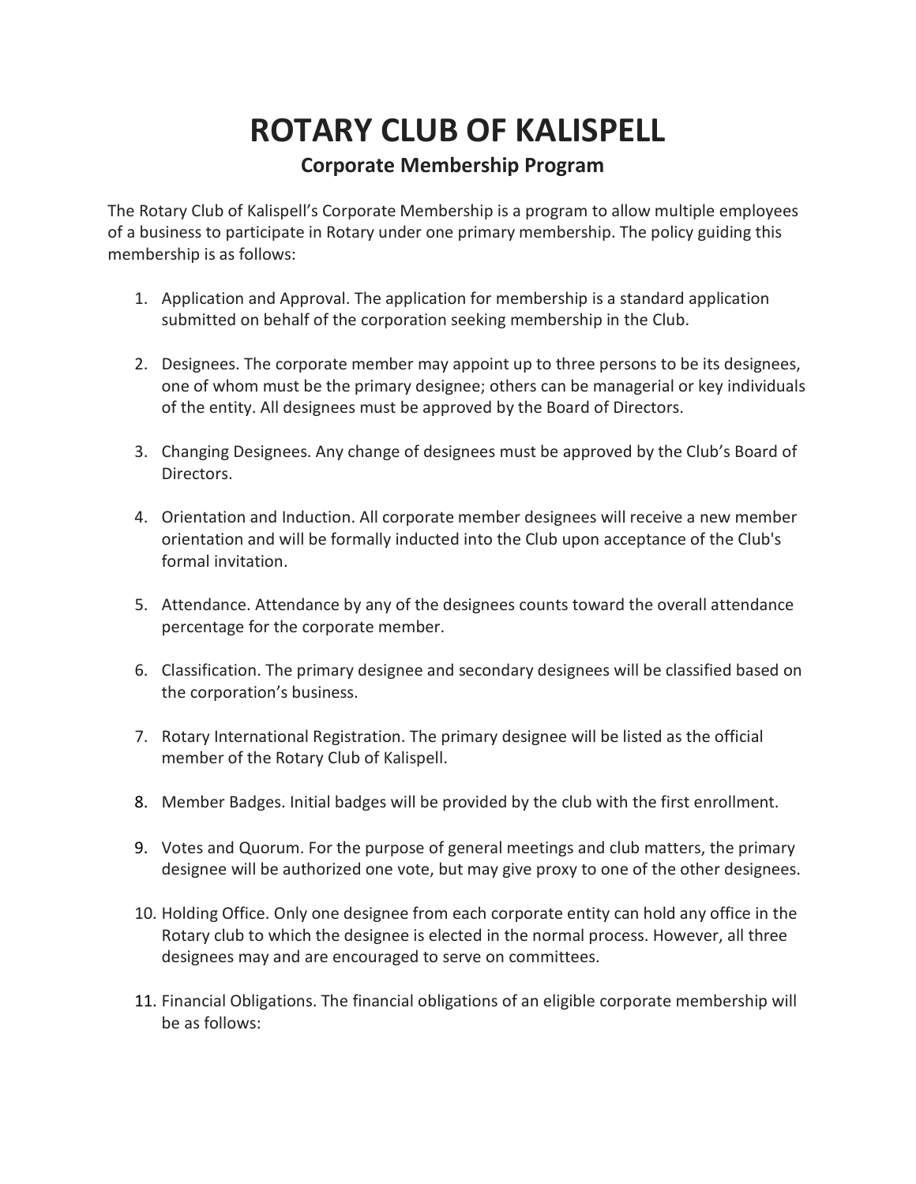# ROTARY CLUB OF KALISPELL

## Corporate Membership Program

The Rotary Club of Kalispell's Corporate Membership is a program to allow multiple employees of a business to participate in Rotary under one primary membership. The policy guiding this membership is as follows:

1. Application and Approval. The application for membership is a standard application submitted on behalf of the corporation seeking membership in the Club.

2. Designees. The corporate member may appoint up to three persons to be its designees, one of whom must be the primary designee; others can be managerial or key individuals of the entity. All designees must be approved by the Board of Directors.

3. Changing Designees. Any change of designees must be approved by the Club's Board of Directors.

4. Orientation and Induction. All corporate member designees will receive a new member orientation and will be formally inducted into the Club upon acceptance of the Club's formal invitation.

5. Attendance. Attendance by any of the designees counts toward the overall attendance percentage for the corporate member.

6. Classification. The primary designee and secondary designees will be classified based on the corporation's business.

7. Rotary International Registration. The primary designee will be listed as the official member of the Rotary Club of Kalispell.

8. Member Badges. Initial badges will be provided by the club with the first enrollment.

9. Votes and Quorum. For the purpose of general meetings and club matters, the primary designee will be authorized one vote, but may give proxy to one of the other designees.

10. Holding Office. Only one designee from each corporate entity can hold any office in the Rotary club to which the designee is elected in the normal process. However, all three designees may and are encouraged to serve on committees.

11. Financial Obligations. The financial obligations of an eligible corporate membership will be as follows: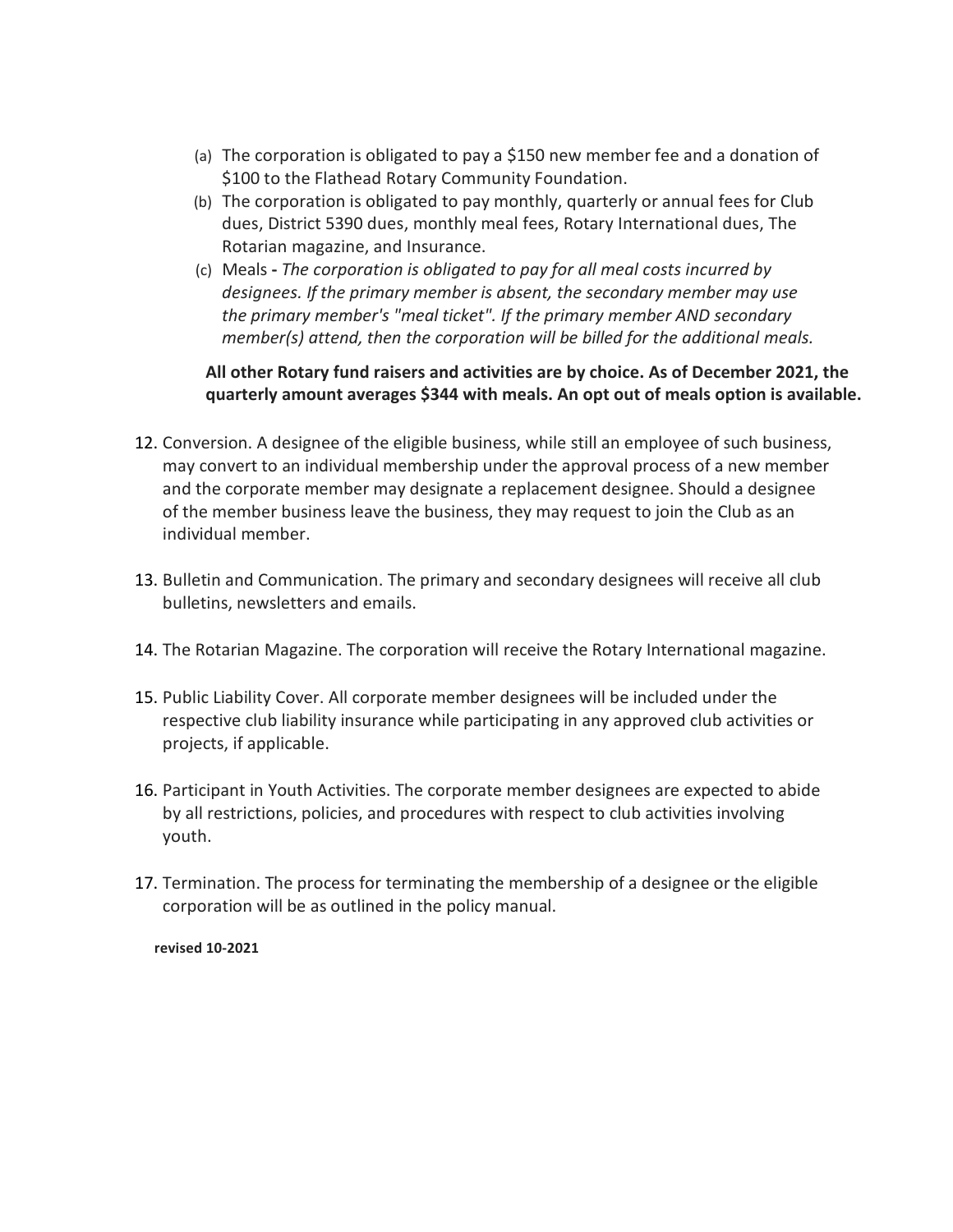(a) The corporation is obligated to pay a $150 new member fee and a donation of $100 to the Flathead Rotary Community Foundation.

(b) The corporation is obligated to pay monthly, quarterly or annual fees for Club dues, District 5390 dues, monthly meal fees, Rotary International dues, The Rotarian magazine, and Insurance.

(c) Meals **-** *The corporation is obligated to pay for all meal costs incurred by designees. If the primary member is absent, the secondary member may use the primary member's "meal ticket". If the primary member AND secondary member(s) attend, then the corporation will be billed for the additional meals.*

**All other Rotary fund raisers and activities are by choice. As of December 2021, the quarterly amount averages $344 with meals. An opt out of meals option is available.**

12. Conversion. A designee of the eligible business, while still an employee of such business, may convert to an individual membership under the approval process of a new member and the corporate member may designate a replacement designee. Should a designee of the member business leave the business, they may request to join the Club as an individual member.

13. Bulletin and Communication. The primary and secondary designees will receive all club bulletins, newsletters and emails.

14. The Rotarian Magazine. The corporation will receive the Rotary International magazine.

15. Public Liability Cover. All corporate member designees will be included under the respective club liability insurance while participating in any approved club activities or projects, if applicable.

16. Participant in Youth Activities. The corporate member designees are expected to abide by all restrictions, policies, and procedures with respect to club activities involving youth.

17. Termination. The process for terminating the membership of a designee or the eligible corporation will be as outlined in the policy manual.

**revised 10-2021**